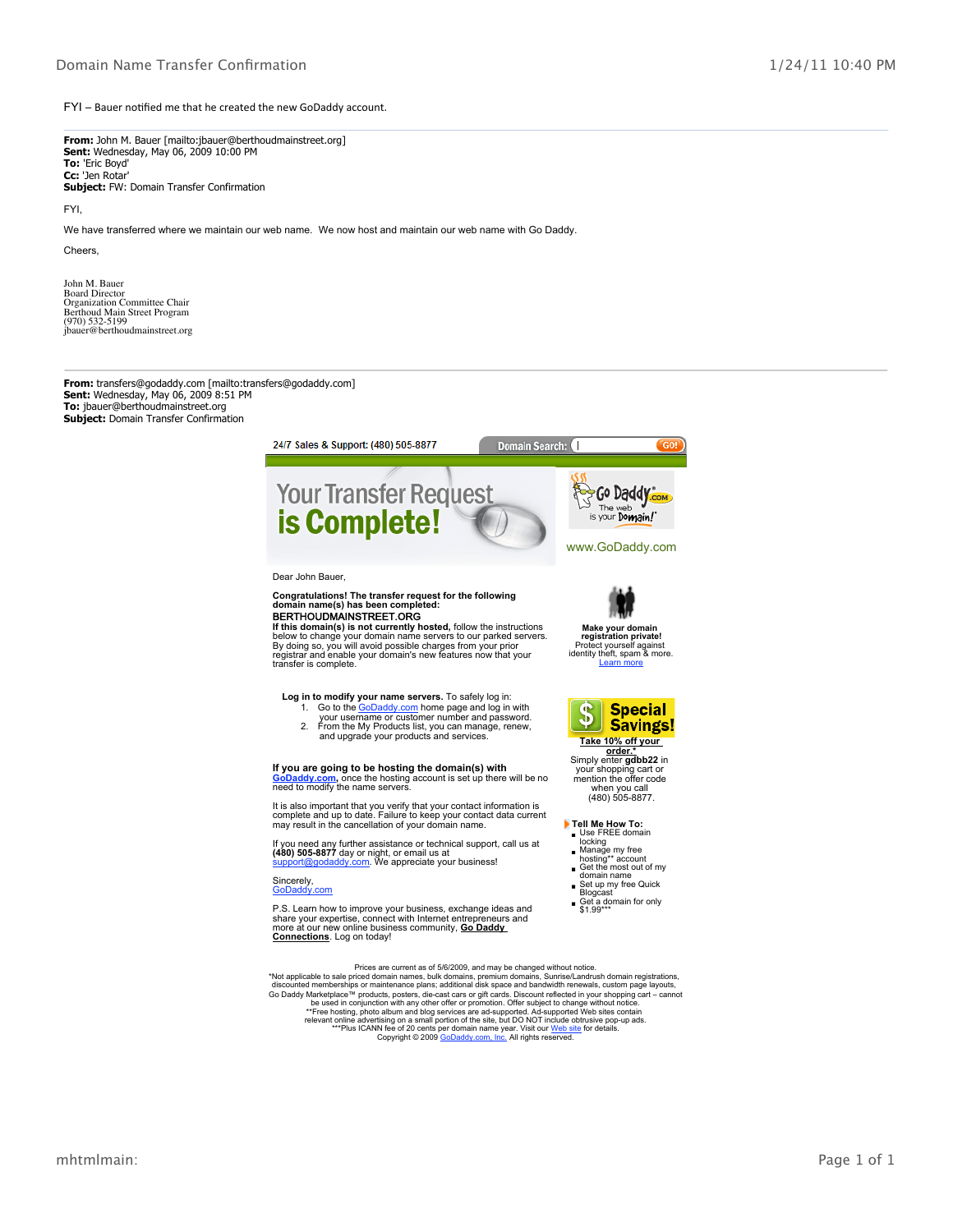FYI – Bauer notified me that he created the new GoDaddy account.

---

**From:** John M. Bauer [mailto:jbauer@berthoudmainstreet.org]
**Sent:** Wednesday, May 06, 2009 10:00 PM
**To:** 'Eric Boyd'
**Cc:** 'Jen Rotar'
**Subject:** FW: Domain Transfer Confirmation

FYI,

We have transferred where we maintain our web name. We now host and maintain our web name with Go Daddy.

Cheers,

John M. Bauer
Board Director
Organization Committee Chair
Berthoud Main Street Program
(970) 532-5199
jbauer@berthoudmainstreet.org

---

**From:** transfers@godaddy.com [mailto:transfers@godaddy.com]
**Sent:** Wednesday, May 06, 2009 8:51 PM
**To:** jbauer@berthoudmainstreet.org
**Subject:** Domain Transfer Confirmation

24/7 Sales & Support: (480) 505-8877 Domain Search: GO!

# Your Transfer Request is Complete!

Go Daddy.com The web is your Domain!

www.GoDaddy.com

Dear John Bauer,

**Congratulations! The transfer request for the following domain name(s) has been completed:**
**BERTHOUDMAINSTREET.ORG**
**If this domain(s) is not currently hosted,** follow the instructions below to change your domain name servers to our parked servers. By doing so, you will avoid possible charges from your prior registrar and enable your domain's new features now that your transfer is complete.

**Log in to modify your name servers.** To safely log in:

1. Go to the GoDaddy.com home page and log in with your username or customer number and password.
2. From the My Products list, you can manage, renew, and upgrade your products and services.

**If you are going to be hosting the domain(s) with GoDaddy.com,** once the hosting account is set up there will be no need to modify the name servers.

It is also important that you verify that your contact information is complete and up to date. Failure to keep your contact data current may result in the cancellation of your domain name.

If you need any further assistance or technical support, call us at **(480) 505-8877** day or night, or email us at support@godaddy.com. We appreciate your business!

Sincerely,
GoDaddy.com

P.S. Learn how to improve your business, exchange ideas and share your expertise, connect with Internet entrepreneurs and more at our new online business community, **Go Daddy Connections**. Log on today!

**Make your domain registration private!**
Protect yourself against identity theft, spam & more.
Learn more

**Special Savings!**
**Take 10% off your order.***
Simply enter **gdbb22** in your shopping cart or mention the offer code when you call (480) 505-8877.

**Tell Me How To:**

- Use FREE domain locking
- Manage my free hosting** account
- Get the most out of my domain name
- Set up my free Quick Blogcast
- Get a domain for only $1.99***

Prices are current as of 5/6/2009, and may be changed without notice.
*Not applicable to sale priced domain names, bulk domains, premium domains, Sunrise/Landrush domain registrations, discounted memberships or maintenance plans; additional disk space and bandwidth renewals, custom page layouts, Go Daddy Marketplace™ products, posters, die-cast cars or gift cards. Discount reflected in your shopping cart – cannot be used in conjunction with any other offer or promotion. Offer subject to change without notice.
**Free hosting, photo album and blog services are ad-supported. Ad-supported Web sites contain relevant online advertising on a small portion of the site, but DO NOT include obtrusive pop-up ads.
***Plus ICANN fee of 20 cents per domain name year. Visit our Web site for details.
Copyright © 2009 GoDaddy.com, Inc. All rights reserved.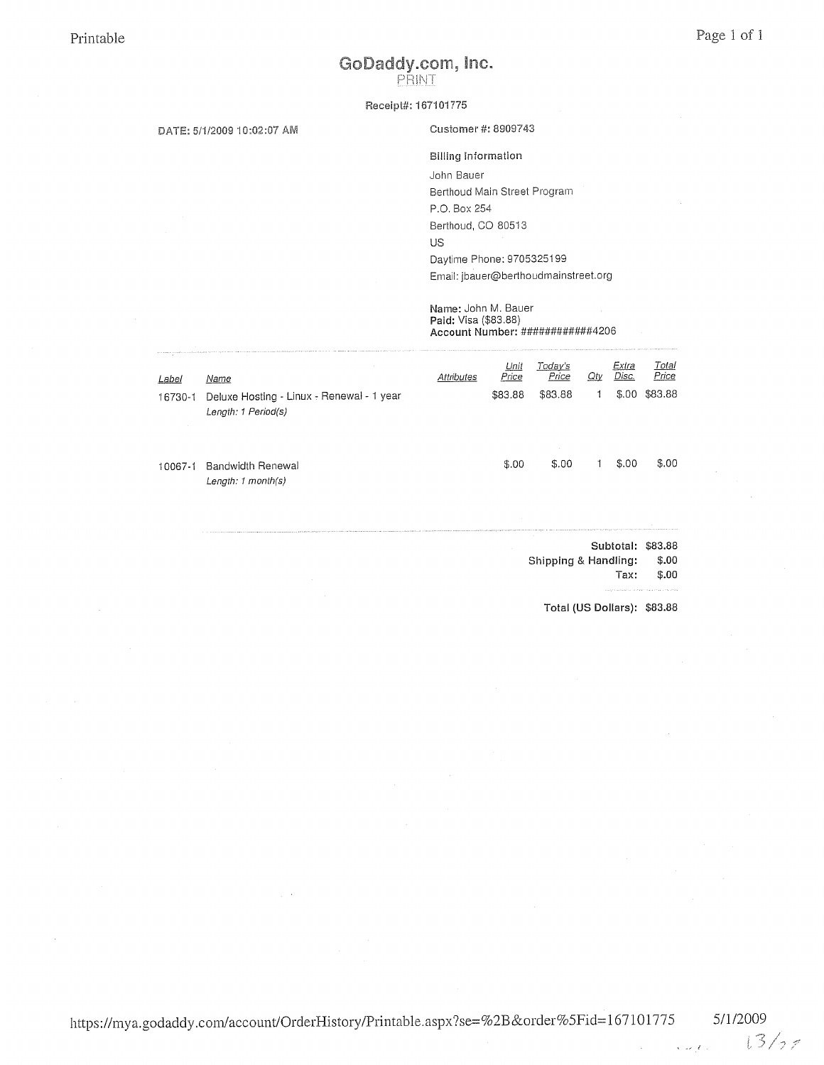# GoDaddy.com, Inc.

PRINT

**Receipt#: 167101775**

DATE: 5/1/2009 10:02:07 AM

Customer #: 8909743

**Billing Information**

John Bauer
Berthoud Main Street Program
P.O. Box 254
Berthoud, CO 80513
US
Daytime Phone: 9705325199
Email: jbauer@berthoudmainstreet.org

**Name:** John M. Bauer
**Paid:** Visa ($83.88)
**Account Number:** ############4206

| Label | Name | Attributes | Unit Price | Today's Price | Qty | Extra Disc. | Total Price |
|---|---|---|---|---|---|---|---|
| 16730-1 | Deluxe Hosting - Linux - Renewal - 1 year<br>*Length: 1 Period(s)* | | $83.88 | $83.88 | 1 | $.00 | $83.88 |
| 10067-1 | Bandwidth Renewal<br>*Length: 1 month(s)* | | $.00 | $.00 | 1 | $.00 | $.00 |

**Subtotal:** $83.88
**Shipping & Handling:** $.00
**Tax:** $.00

**Total (US Dollars):** $83.88

https://mya.godaddy.com/account/OrderHistory/Printable.aspx?se=%2B&order%5Fid=167101775 5/1/2009

13/17